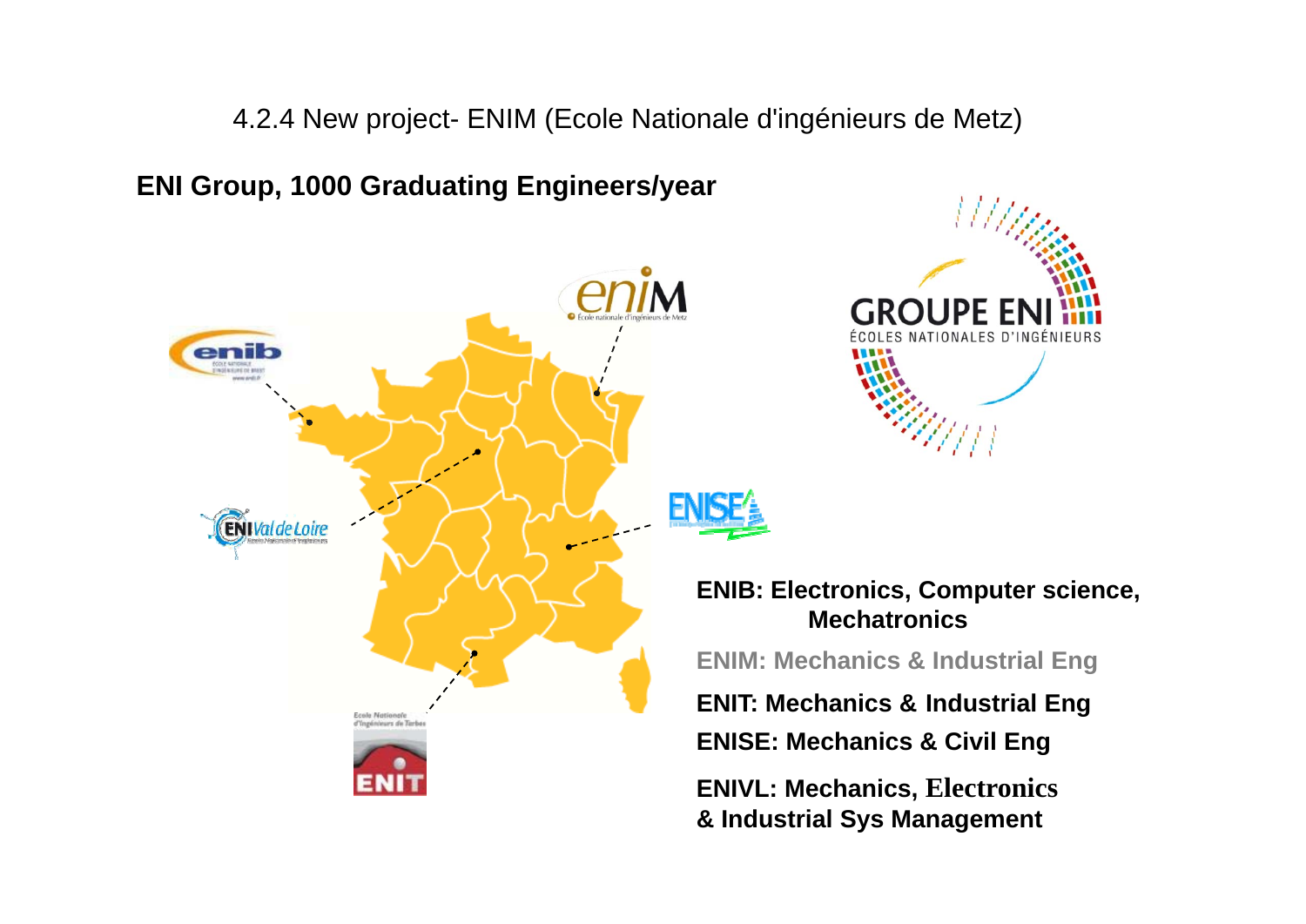4.2.4 New project- ENIM (Ecole Nationale d'ingénieurs de Metz)

**ENI Group, 1000 Graduating Engineers/year**

**ENIB: Electronics, Computer science, Mechatronics**

**ENIM: Mechanics & Industrial Eng**

**ENIT: Mechanics & Industrial Eng**

**ENISE: Mechanics & Civil Eng**

**ENIVL: Mechanics, Electronics & Industrial Sys Management**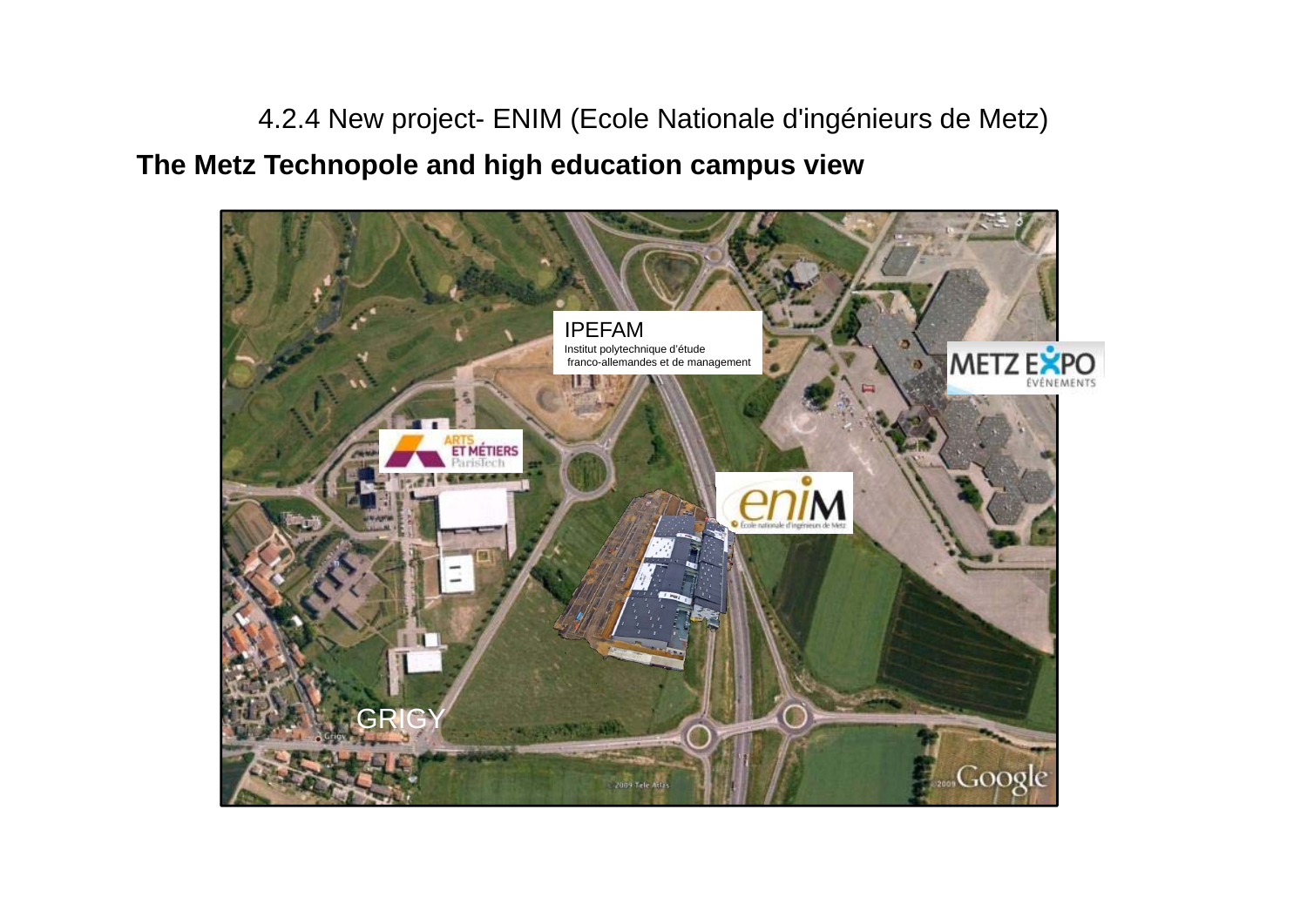4.2.4 New project- ENIM (Ecole Nationale d'ingénieurs de Metz)

**The Metz Technopole and high education campus view**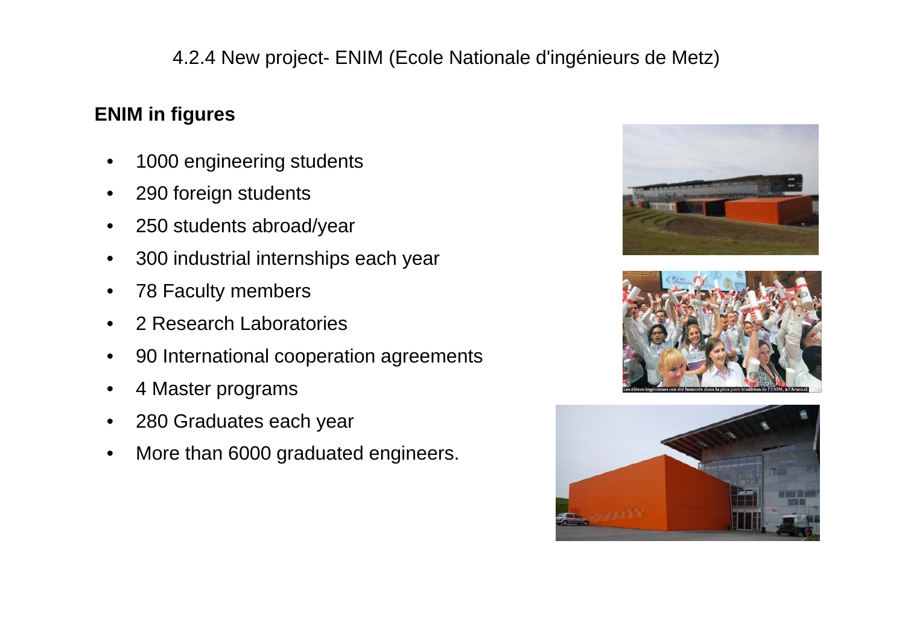4.2.4 New project- ENIM (Ecole Nationale d'ingénieurs de Metz)

## ENIM in figures

- 1000 engineering students
- 290 foreign students
- 250 students abroad/year
- 300 industrial internships each year
- 78 Faculty members
- 2 Research Laboratories
- 90 International cooperation agreements
- 4 Master programs
- 280 Graduates each year
- More than 6000 graduated engineers.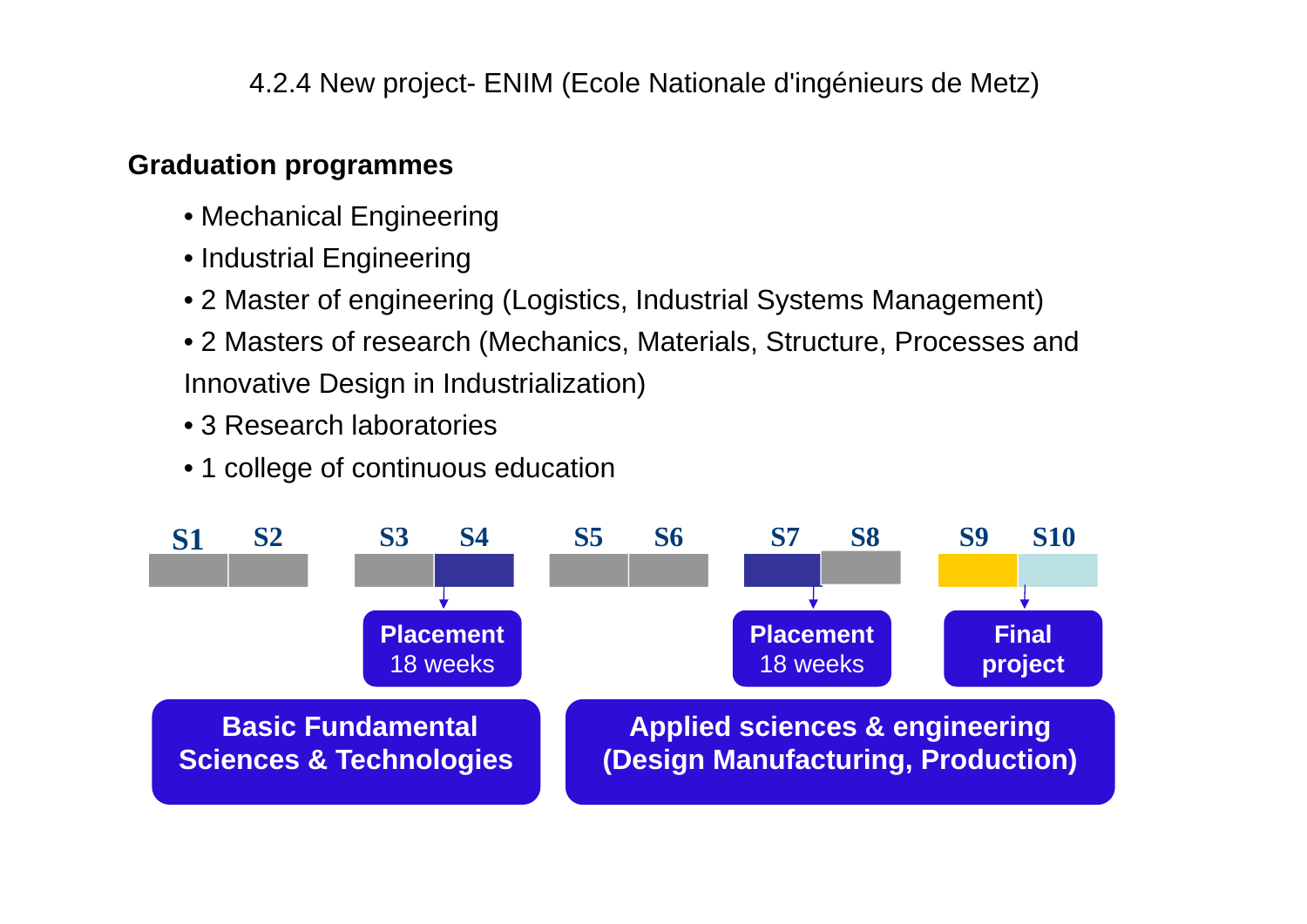4.2.4 New project- ENIM (Ecole Nationale d'ingénieurs de Metz)

**Graduation programmes**

- Mechanical Engineering
- Industrial Engineering
- 2 Master of engineering (Logistics, Industrial Systems Management)
- 2 Masters of research (Mechanics, Materials, Structure, Processes and Innovative Design in Industrialization)
- 3 Research laboratories
- 1 college of continuous education

S1 S2 S3 S4 S5 S6 S7 S8 S9 S10

**Placement** 18 weeks

**Placement** 18 weeks

**Final project**

**Basic Fundamental Sciences & Technologies**

**Applied sciences & engineering (Design Manufacturing, Production)**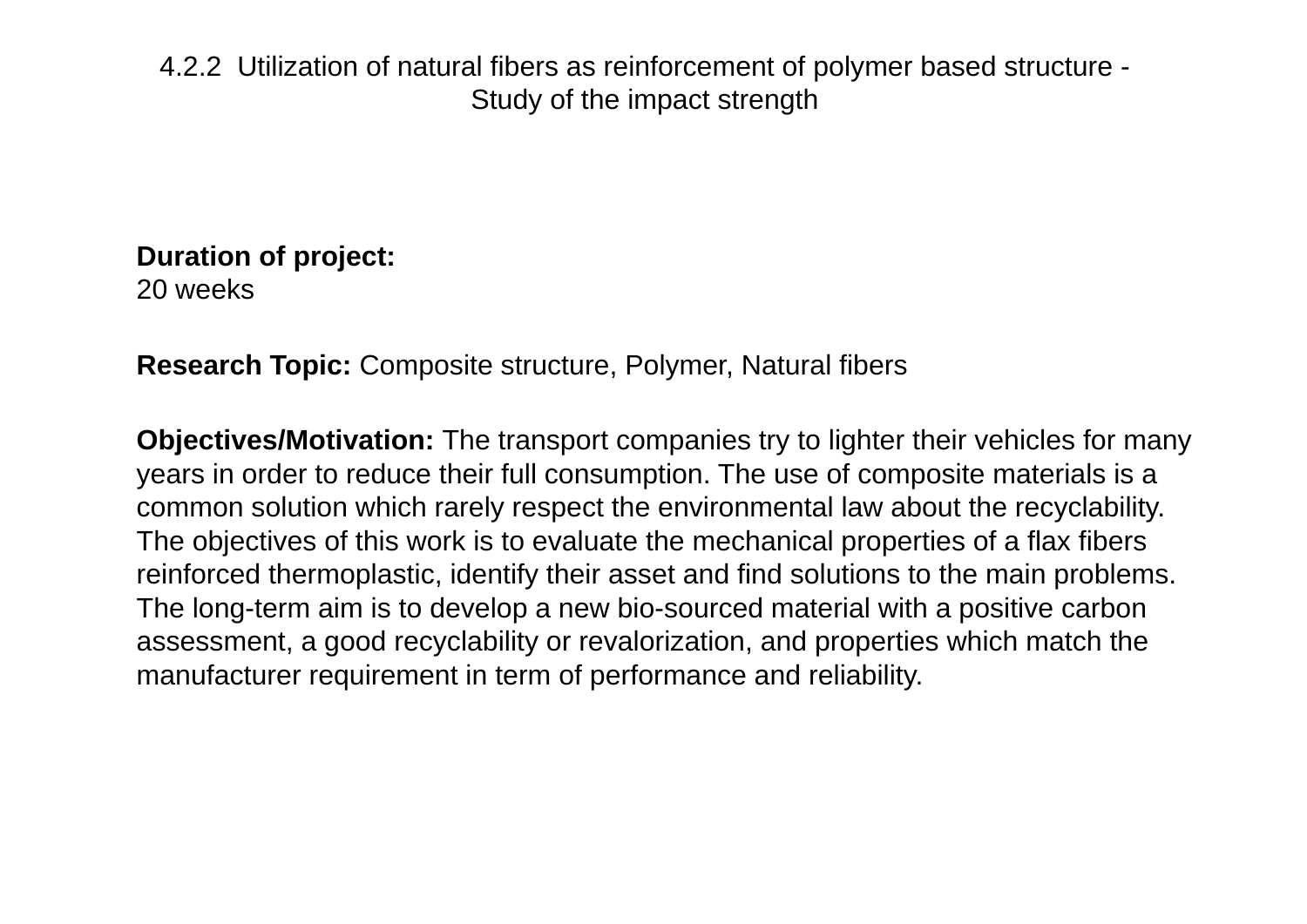## 4.2.2 Utilization of natural fibers as reinforcement of polymer based structure - Study of the impact strength

**Duration of project:**
20 weeks

**Research Topic:** Composite structure, Polymer, Natural fibers

**Objectives/Motivation:** The transport companies try to lighter their vehicles for many years in order to reduce their full consumption. The use of composite materials is a common solution which rarely respect the environmental law about the recyclability. The objectives of this work is to evaluate the mechanical properties of a flax fibers reinforced thermoplastic, identify their asset and find solutions to the main problems. The long-term aim is to develop a new bio-sourced material with a positive carbon assessment, a good recyclability or revalorization, and properties which match the manufacturer requirement in term of performance and reliability.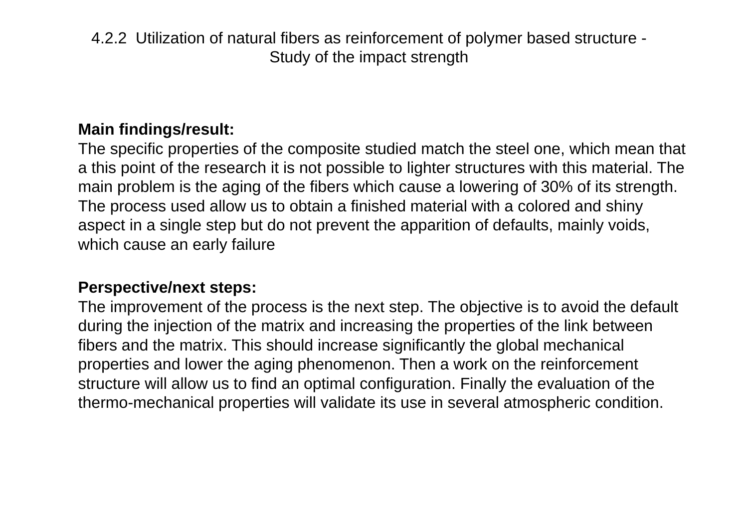## 4.2.2 Utilization of natural fibers as reinforcement of polymer based structure - Study of the impact strength

**Main findings/result:**
The specific properties of the composite studied match the steel one, which mean that a this point of the research it is not possible to lighter structures with this material. The main problem is the aging of the fibers which cause a lowering of 30% of its strength. The process used allow us to obtain a finished material with a colored and shiny aspect in a single step but do not prevent the apparition of defaults, mainly voids, which cause an early failure

**Perspective/next steps:**
The improvement of the process is the next step. The objective is to avoid the default during the injection of the matrix and increasing the properties of the link between fibers and the matrix. This should increase significantly the global mechanical properties and lower the aging phenomenon. Then a work on the reinforcement structure will allow us to find an optimal configuration. Finally the evaluation of the thermo-mechanical properties will validate its use in several atmospheric condition.